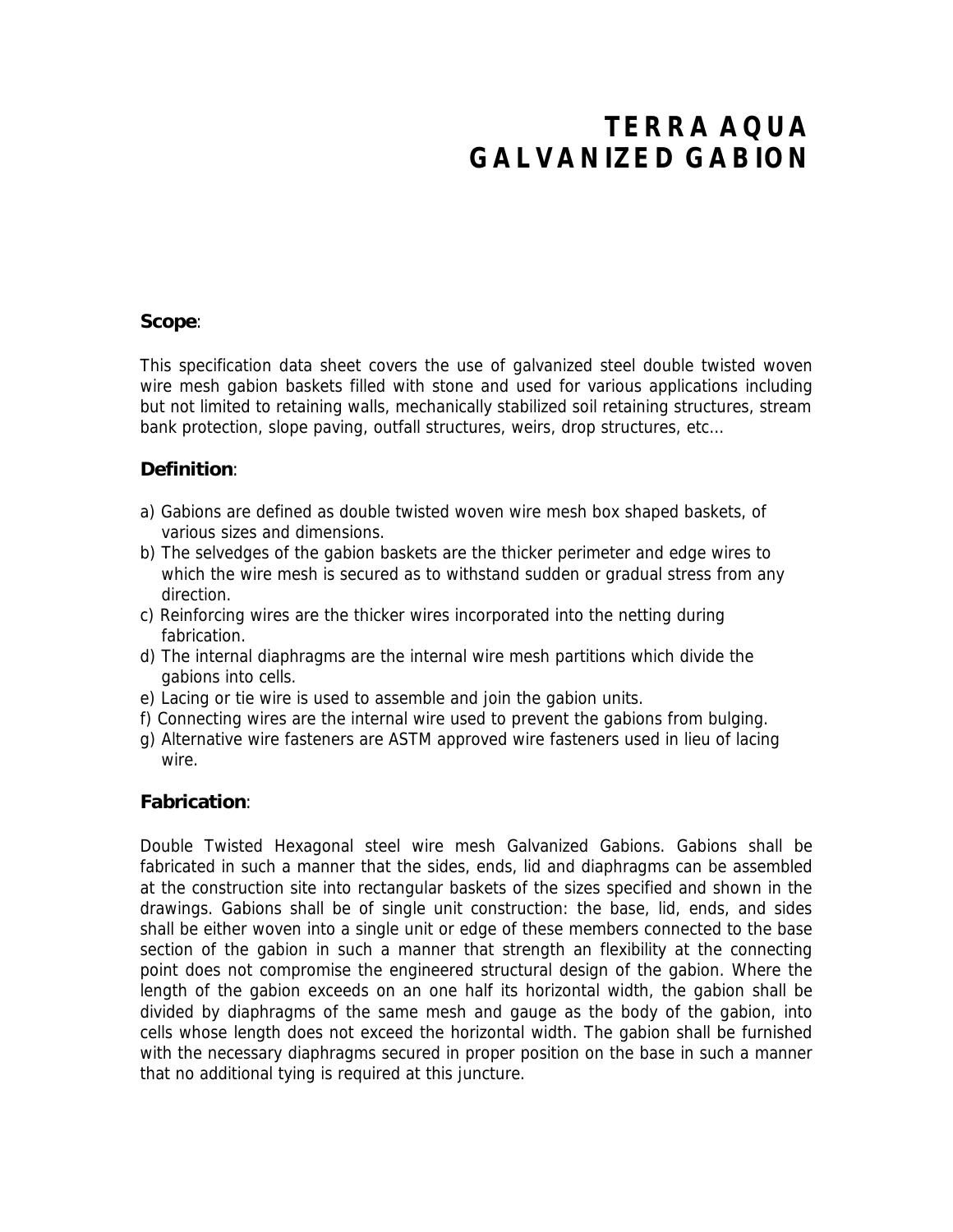# TERRA AQUA GALVANIZED GABION

**Scope**:

This specification data sheet covers the use of galvanized steel double twisted woven wire mesh gabion baskets filled with stone and used for various applications including but not limited to retaining walls, mechanically stabilized soil retaining structures, stream bank protection, slope paving, outfall structures, weirs, drop structures, etc…

**Definition**:

a) Gabions are defined as double twisted woven wire mesh box shaped baskets, of various sizes and dimensions.
b) The selvedges of the gabion baskets are the thicker perimeter and edge wires to which the wire mesh is secured as to withstand sudden or gradual stress from any direction.
c) Reinforcing wires are the thicker wires incorporated into the netting during fabrication.
d) The internal diaphragms are the internal wire mesh partitions which divide the gabions into cells.
e) Lacing or tie wire is used to assemble and join the gabion units.
f) Connecting wires are the internal wire used to prevent the gabions from bulging.
g) Alternative wire fasteners are ASTM approved wire fasteners used in lieu of lacing wire.

**Fabrication**:

Double Twisted Hexagonal steel wire mesh Galvanized Gabions. Gabions shall be fabricated in such a manner that the sides, ends, lid and diaphragms can be assembled at the construction site into rectangular baskets of the sizes specified and shown in the drawings. Gabions shall be of single unit construction: the base, lid, ends, and sides shall be either woven into a single unit or edge of these members connected to the base section of the gabion in such a manner that strength an flexibility at the connecting point does not compromise the engineered structural design of the gabion. Where the length of the gabion exceeds on an one half its horizontal width, the gabion shall be divided by diaphragms of the same mesh and gauge as the body of the gabion, into cells whose length does not exceed the horizontal width. The gabion shall be furnished with the necessary diaphragms secured in proper position on the base in such a manner that no additional tying is required at this juncture.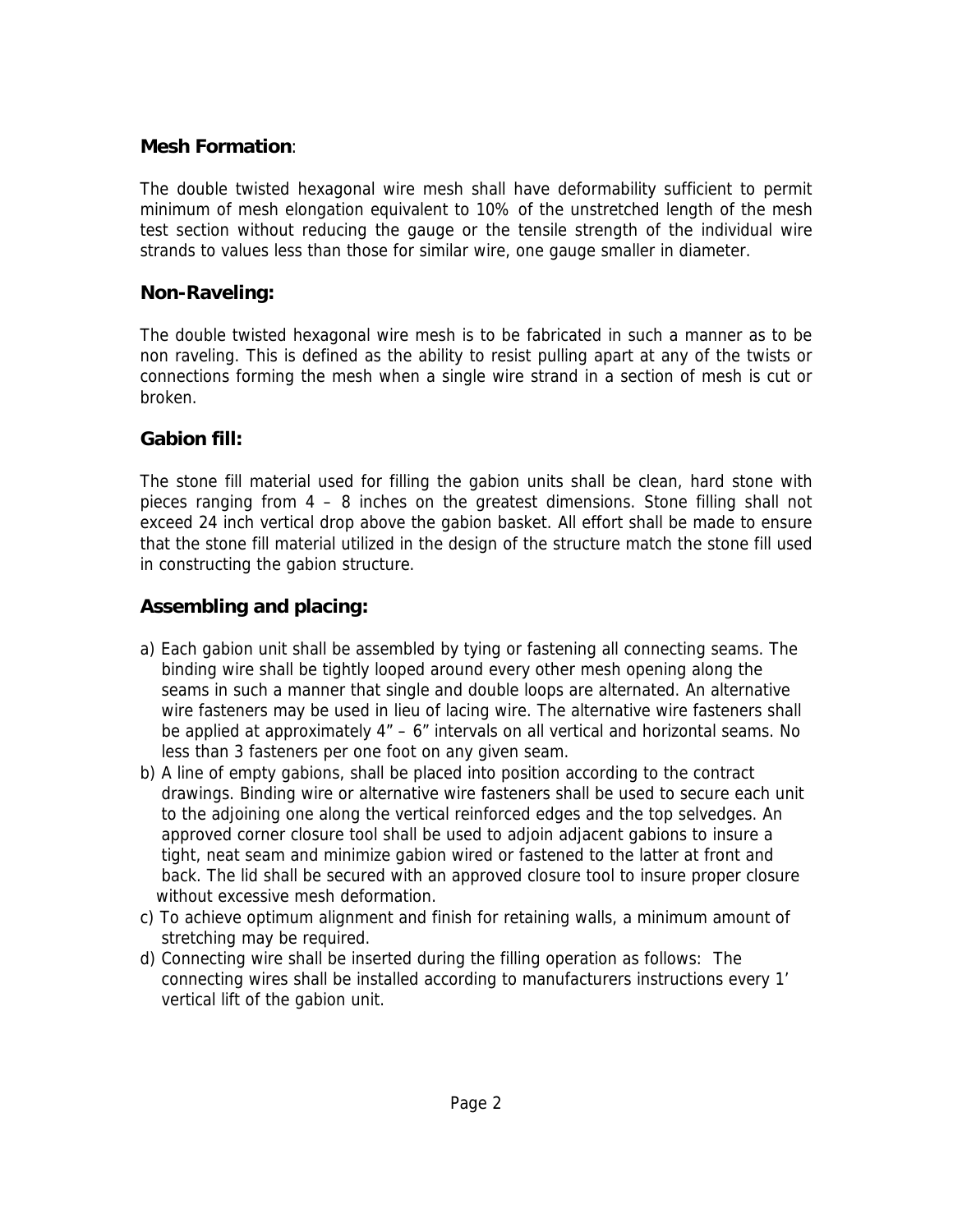**Mesh Formation**:

The double twisted hexagonal wire mesh shall have deformability sufficient to permit minimum of mesh elongation equivalent to 10% of the unstretched length of the mesh test section without reducing the gauge or the tensile strength of the individual wire strands to values less than those for similar wire, one gauge smaller in diameter.

**Non-Raveling:**

The double twisted hexagonal wire mesh is to be fabricated in such a manner as to be non raveling. This is defined as the ability to resist pulling apart at any of the twists or connections forming the mesh when a single wire strand in a section of mesh is cut or broken.

**Gabion fill:**

The stone fill material used for filling the gabion units shall be clean, hard stone with pieces ranging from 4 – 8 inches on the greatest dimensions. Stone filling shall not exceed 24 inch vertical drop above the gabion basket. All effort shall be made to ensure that the stone fill material utilized in the design of the structure match the stone fill used in constructing the gabion structure.

**Assembling and placing:**

a) Each gabion unit shall be assembled by tying or fastening all connecting seams. The binding wire shall be tightly looped around every other mesh opening along the seams in such a manner that single and double loops are alternated. An alternative wire fasteners may be used in lieu of lacing wire. The alternative wire fasteners shall be applied at approximately 4" – 6" intervals on all vertical and horizontal seams. No less than 3 fasteners per one foot on any given seam.
b) A line of empty gabions, shall be placed into position according to the contract drawings. Binding wire or alternative wire fasteners shall be used to secure each unit to the adjoining one along the vertical reinforced edges and the top selvedges. An approved corner closure tool shall be used to adjoin adjacent gabions to insure a tight, neat seam and minimize gabion wired or fastened to the latter at front and back. The lid shall be secured with an approved closure tool to insure proper closure without excessive mesh deformation.
c) To achieve optimum alignment and finish for retaining walls, a minimum amount of stretching may be required.
d) Connecting wire shall be inserted during the filling operation as follows: The connecting wires shall be installed according to manufacturers instructions every 1' vertical lift of the gabion unit.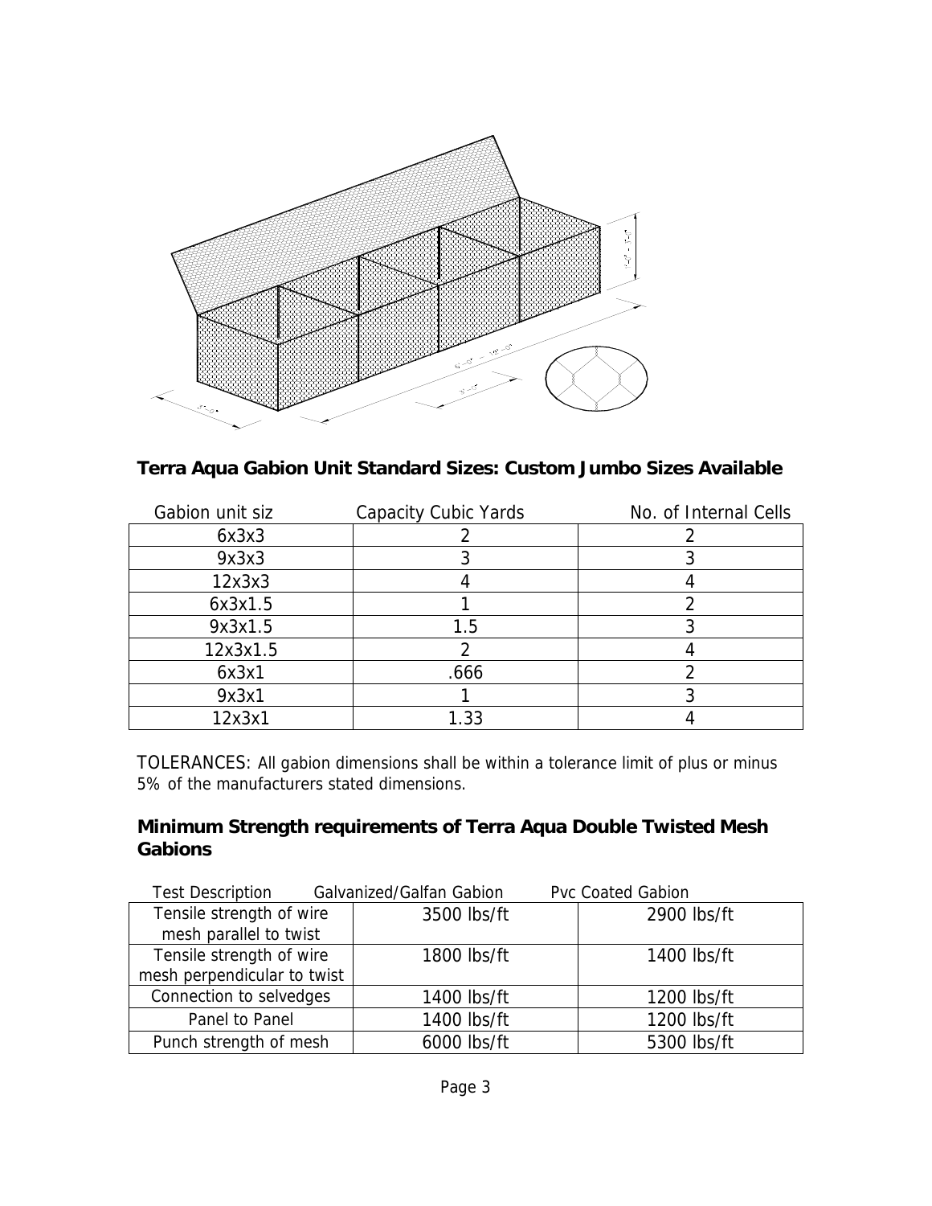## Terra Aqua Gabion Unit Standard Sizes: Custom Jumbo Sizes Available

| Gabion unit siz | Capacity Cubic Yards | No. of Internal Cells |
|---|---|---|
| 6x3x3 | 2 | 2 |
| 9x3x3 | 3 | 3 |
| 12x3x3 | 4 | 4 |
| 6x3x1.5 | 1 | 2 |
| 9x3x1.5 | 1.5 | 3 |
| 12x3x1.5 | 2 | 4 |
| 6x3x1 | .666 | 2 |
| 9x3x1 | 1 | 3 |
| 12x3x1 | 1.33 | 4 |

TOLERANCES: All gabion dimensions shall be within a tolerance limit of plus or minus 5% of the manufacturers stated dimensions.

## Minimum Strength requirements of Terra Aqua Double Twisted Mesh Gabions

| Test Description | Galvanized/Galfan Gabion | Pvc Coated Gabion |
|---|---|---|
| Tensile strength of wire mesh parallel to twist | 3500 lbs/ft | 2900 lbs/ft |
| Tensile strength of wire mesh perpendicular to twist | 1800 lbs/ft | 1400 lbs/ft |
| Connection to selvedges | 1400 lbs/ft | 1200 lbs/ft |
| Panel to Panel | 1400 lbs/ft | 1200 lbs/ft |
| Punch strength of mesh | 6000 lbs/ft | 5300 lbs/ft |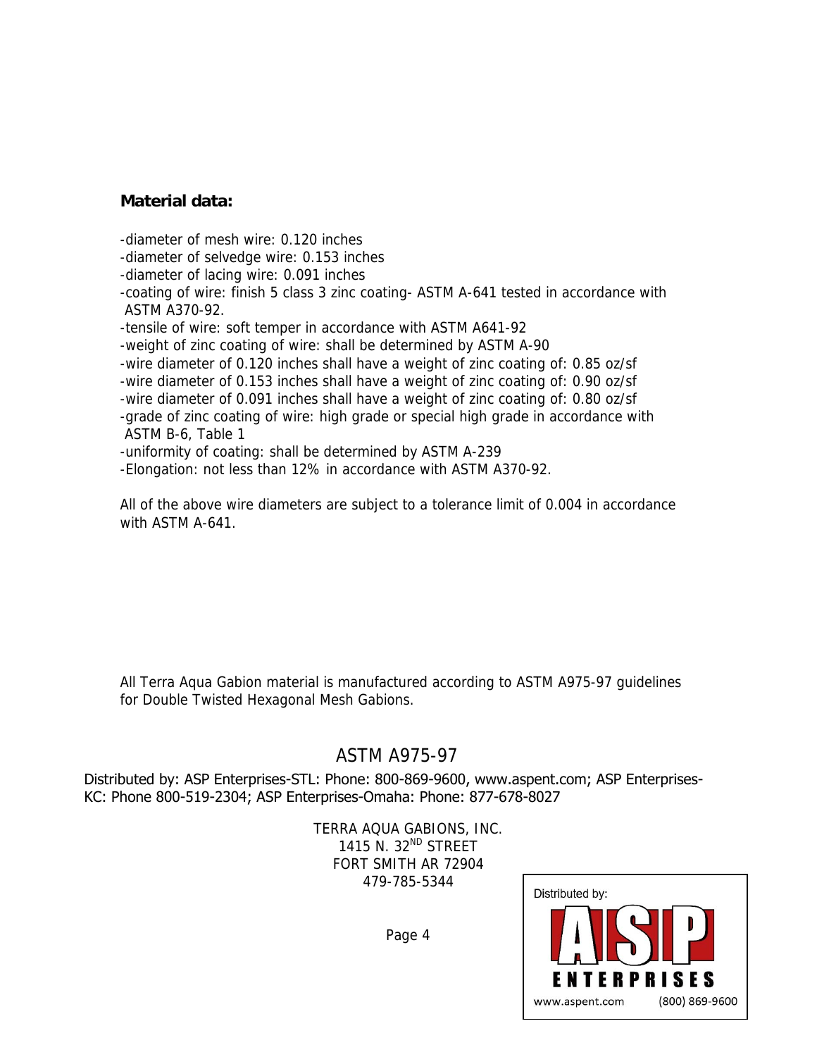**Material data:**

-diameter of mesh wire: 0.120 inches
-diameter of selvedge wire: 0.153 inches
-diameter of lacing wire: 0.091 inches
-coating of wire: finish 5 class 3 zinc coating- ASTM A-641 tested in accordance with ASTM A370-92.
-tensile of wire: soft temper in accordance with ASTM A641-92
-weight of zinc coating of wire: shall be determined by ASTM A-90
-wire diameter of 0.120 inches shall have a weight of zinc coating of: 0.85 oz/sf
-wire diameter of 0.153 inches shall have a weight of zinc coating of: 0.90 oz/sf
-wire diameter of 0.091 inches shall have a weight of zinc coating of: 0.80 oz/sf
-grade of zinc coating of wire: high grade or special high grade in accordance with ASTM B-6, Table 1
-uniformity of coating: shall be determined by ASTM A-239
-Elongation: not less than 12% in accordance with ASTM A370-92.

All of the above wire diameters are subject to a tolerance limit of 0.004 in accordance with ASTM A-641.

All Terra Aqua Gabion material is manufactured according to ASTM A975-97 guidelines for Double Twisted Hexagonal Mesh Gabions.

ASTM A975-97

Distributed by: ASP Enterprises-STL: Phone: 800-869-9600, www.aspent.com; ASP Enterprises-KC: Phone 800-519-2304; ASP Enterprises-Omaha: Phone: 877-678-8027

TERRA AQUA GABIONS, INC.
1415 N. 32ND STREET
FORT SMITH AR 72904
479-785-5344

Distributed by:
ASP ENTERPRISES
www.aspent.com (800) 869-9600